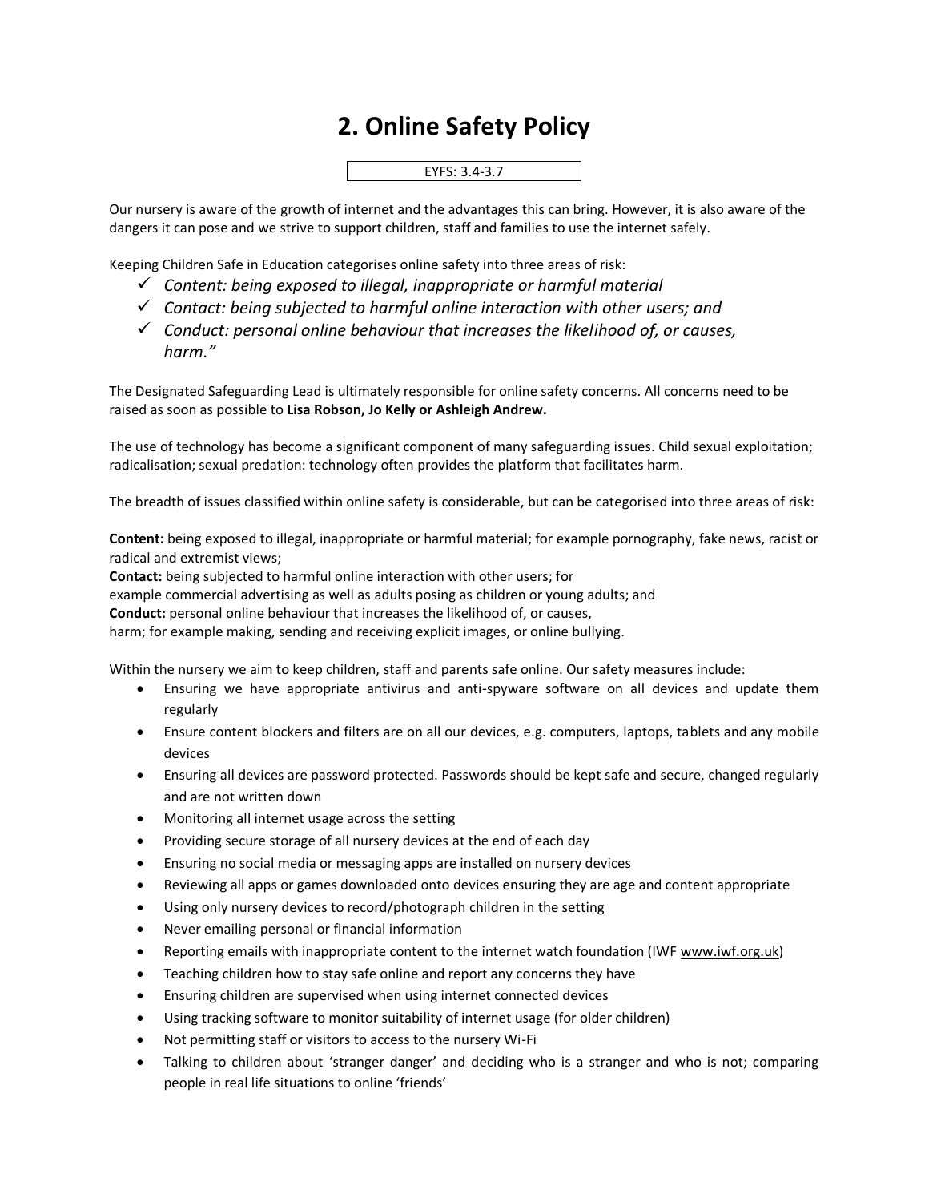# 2. Online Safety Policy

EYFS: 3.4-3.7

Our nursery is aware of the growth of internet and the advantages this can bring. However, it is also aware of the dangers it can pose and we strive to support children, staff and families to use the internet safely.

Keeping Children Safe in Education categorises online safety into three areas of risk:

- ✓ *Content: being exposed to illegal, inappropriate or harmful material*
- ✓ *Contact: being subjected to harmful online interaction with other users; and*
- ✓ *Conduct: personal online behaviour that increases the likelihood of, or causes, harm."*

The Designated Safeguarding Lead is ultimately responsible for online safety concerns. All concerns need to be raised as soon as possible to **Lisa Robson, Jo Kelly or Ashleigh Andrew.**

The use of technology has become a significant component of many safeguarding issues. Child sexual exploitation; radicalisation; sexual predation: technology often provides the platform that facilitates harm.

The breadth of issues classified within online safety is considerable, but can be categorised into three areas of risk:

**Content:** being exposed to illegal, inappropriate or harmful material; for example pornography, fake news, racist or radical and extremist views;
**Contact:** being subjected to harmful online interaction with other users; for example commercial advertising as well as adults posing as children or young adults; and
**Conduct:** personal online behaviour that increases the likelihood of, or causes, harm; for example making, sending and receiving explicit images, or online bullying.

Within the nursery we aim to keep children, staff and parents safe online. Our safety measures include:

- Ensuring we have appropriate antivirus and anti-spyware software on all devices and update them regularly
- Ensure content blockers and filters are on all our devices, e.g. computers, laptops, tablets and any mobile devices
- Ensuring all devices are password protected. Passwords should be kept safe and secure, changed regularly and are not written down
- Monitoring all internet usage across the setting
- Providing secure storage of all nursery devices at the end of each day
- Ensuring no social media or messaging apps are installed on nursery devices
- Reviewing all apps or games downloaded onto devices ensuring they are age and content appropriate
- Using only nursery devices to record/photograph children in the setting
- Never emailing personal or financial information
- Reporting emails with inappropriate content to the internet watch foundation (IWF www.iwf.org.uk)
- Teaching children how to stay safe online and report any concerns they have
- Ensuring children are supervised when using internet connected devices
- Using tracking software to monitor suitability of internet usage (for older children)
- Not permitting staff or visitors to access to the nursery Wi-Fi
- Talking to children about 'stranger danger' and deciding who is a stranger and who is not; comparing people in real life situations to online 'friends'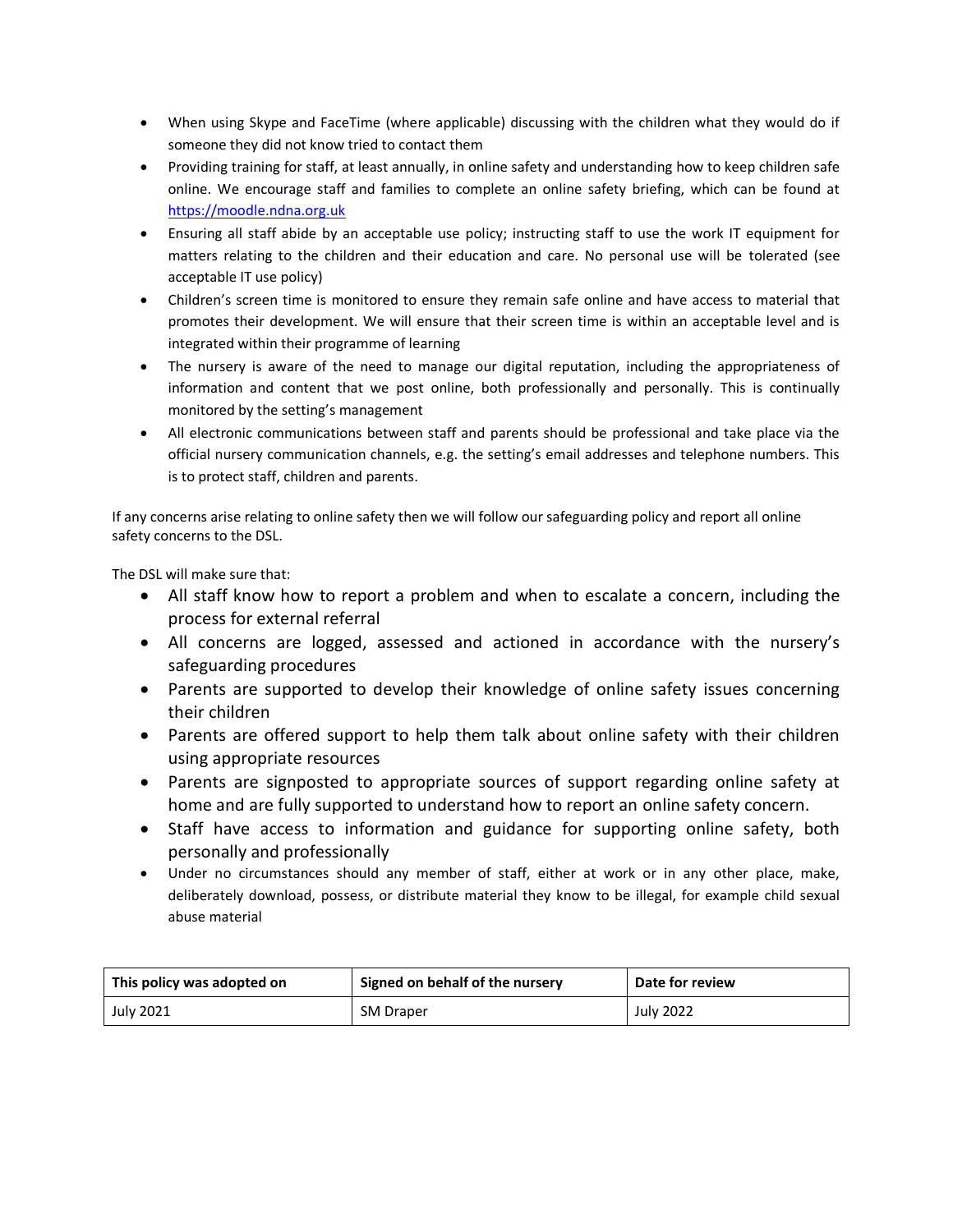- When using Skype and FaceTime (where applicable) discussing with the children what they would do if someone they did not know tried to contact them
- Providing training for staff, at least annually, in online safety and understanding how to keep children safe online. We encourage staff and families to complete an online safety briefing, which can be found at https://moodle.ndna.org.uk
- Ensuring all staff abide by an acceptable use policy; instructing staff to use the work IT equipment for matters relating to the children and their education and care. No personal use will be tolerated (see acceptable IT use policy)
- Children's screen time is monitored to ensure they remain safe online and have access to material that promotes their development. We will ensure that their screen time is within an acceptable level and is integrated within their programme of learning
- The nursery is aware of the need to manage our digital reputation, including the appropriateness of information and content that we post online, both professionally and personally. This is continually monitored by the setting's management
- All electronic communications between staff and parents should be professional and take place via the official nursery communication channels, e.g. the setting's email addresses and telephone numbers. This is to protect staff, children and parents.

If any concerns arise relating to online safety then we will follow our safeguarding policy and report all online safety concerns to the DSL.

The DSL will make sure that:

- All staff know how to report a problem and when to escalate a concern, including the process for external referral
- All concerns are logged, assessed and actioned in accordance with the nursery's safeguarding procedures
- Parents are supported to develop their knowledge of online safety issues concerning their children
- Parents are offered support to help them talk about online safety with their children using appropriate resources
- Parents are signposted to appropriate sources of support regarding online safety at home and are fully supported to understand how to report an online safety concern.
- Staff have access to information and guidance for supporting online safety, both personally and professionally
- Under no circumstances should any member of staff, either at work or in any other place, make, deliberately download, possess, or distribute material they know to be illegal, for example child sexual abuse material

| This policy was adopted on | Signed on behalf of the nursery | Date for review |
|---|---|---|
| July 2021 | SM Draper | July 2022 |